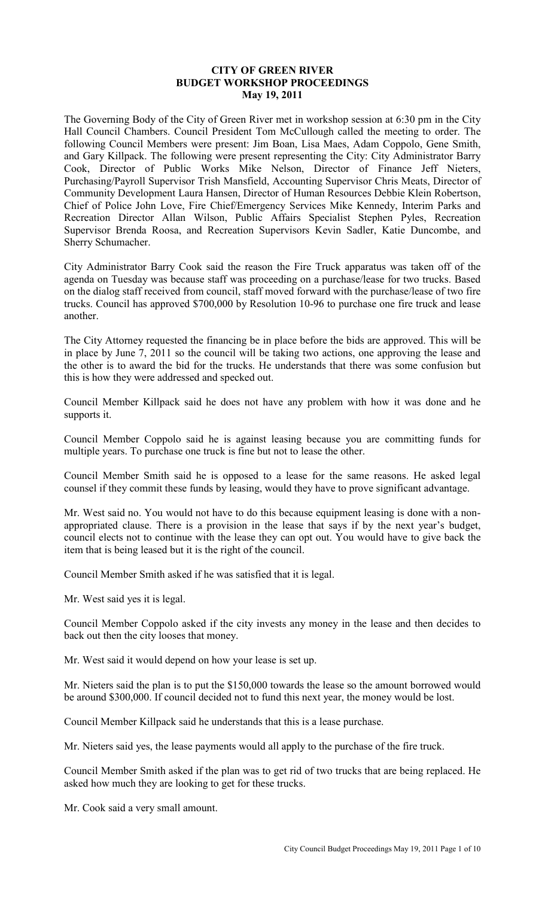# CITY OF GREEN RIVER
## BUDGET WORKSHOP PROCEEDINGS
### May 19, 2011

The Governing Body of the City of Green River met in workshop session at 6:30 pm in the City Hall Council Chambers. Council President Tom McCullough called the meeting to order. The following Council Members were present: Jim Boan, Lisa Maes, Adam Coppolo, Gene Smith, and Gary Killpack. The following were present representing the City: City Administrator Barry Cook, Director of Public Works Mike Nelson, Director of Finance Jeff Nieters, Purchasing/Payroll Supervisor Trish Mansfield, Accounting Supervisor Chris Meats, Director of Community Development Laura Hansen, Director of Human Resources Debbie Klein Robertson, Chief of Police John Love, Fire Chief/Emergency Services Mike Kennedy, Interim Parks and Recreation Director Allan Wilson, Public Affairs Specialist Stephen Pyles, Recreation Supervisor Brenda Roosa, and Recreation Supervisors Kevin Sadler, Katie Duncombe, and Sherry Schumacher.

City Administrator Barry Cook said the reason the Fire Truck apparatus was taken off of the agenda on Tuesday was because staff was proceeding on a purchase/lease for two trucks. Based on the dialog staff received from council, staff moved forward with the purchase/lease of two fire trucks. Council has approved $700,000 by Resolution 10-96 to purchase one fire truck and lease another.

The City Attorney requested the financing be in place before the bids are approved. This will be in place by June 7, 2011 so the council will be taking two actions, one approving the lease and the other is to award the bid for the trucks. He understands that there was some confusion but this is how they were addressed and specked out.

Council Member Killpack said he does not have any problem with how it was done and he supports it.

Council Member Coppolo said he is against leasing because you are committing funds for multiple years. To purchase one truck is fine but not to lease the other.

Council Member Smith said he is opposed to a lease for the same reasons. He asked legal counsel if they commit these funds by leasing, would they have to prove significant advantage.

Mr. West said no. You would not have to do this because equipment leasing is done with a non-appropriated clause. There is a provision in the lease that says if by the next year's budget, council elects not to continue with the lease they can opt out. You would have to give back the item that is being leased but it is the right of the council.

Council Member Smith asked if he was satisfied that it is legal.

Mr. West said yes it is legal.

Council Member Coppolo asked if the city invests any money in the lease and then decides to back out then the city looses that money.

Mr. West said it would depend on how your lease is set up.

Mr. Nieters said the plan is to put the $150,000 towards the lease so the amount borrowed would be around $300,000. If council decided not to fund this next year, the money would be lost.

Council Member Killpack said he understands that this is a lease purchase.

Mr. Nieters said yes, the lease payments would all apply to the purchase of the fire truck.

Council Member Smith asked if the plan was to get rid of two trucks that are being replaced. He asked how much they are looking to get for these trucks.

Mr. Cook said a very small amount.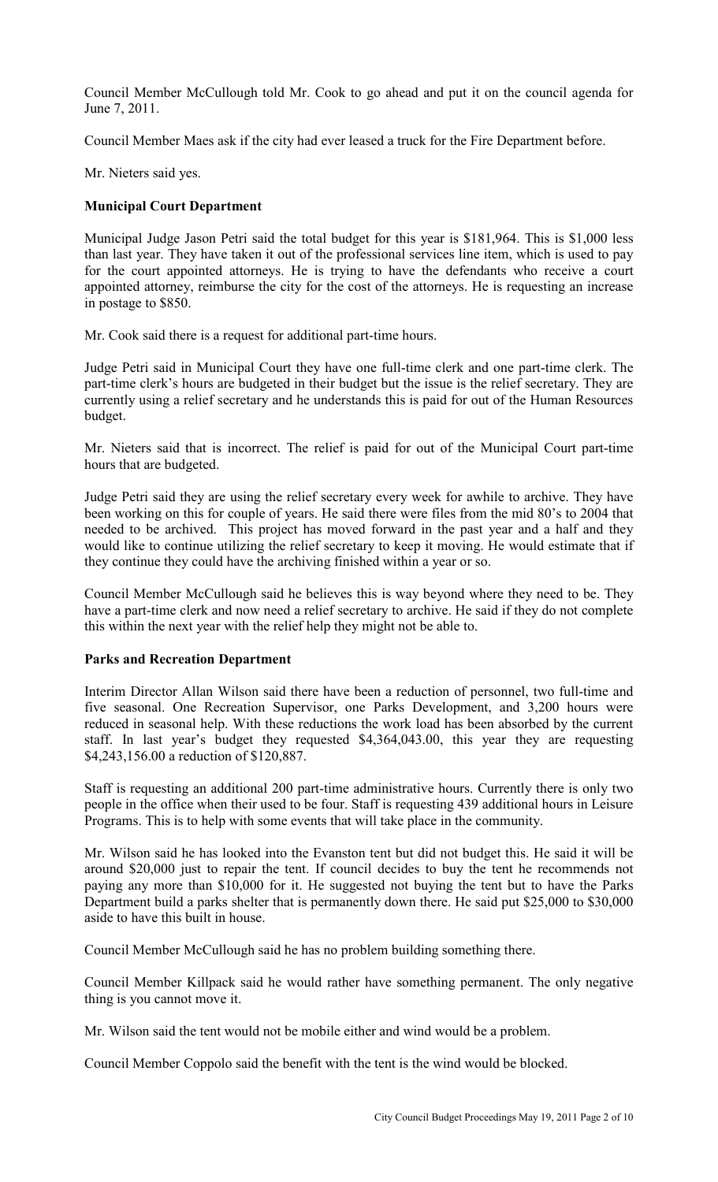Council Member McCullough told Mr. Cook to go ahead and put it on the council agenda for June 7, 2011.

Council Member Maes ask if the city had ever leased a truck for the Fire Department before.

Mr. Nieters said yes.

**Municipal Court Department**

Municipal Judge Jason Petri said the total budget for this year is $181,964. This is $1,000 less than last year. They have taken it out of the professional services line item, which is used to pay for the court appointed attorneys. He is trying to have the defendants who receive a court appointed attorney, reimburse the city for the cost of the attorneys. He is requesting an increase in postage to $850.

Mr. Cook said there is a request for additional part-time hours.

Judge Petri said in Municipal Court they have one full-time clerk and one part-time clerk. The part-time clerk's hours are budgeted in their budget but the issue is the relief secretary. They are currently using a relief secretary and he understands this is paid for out of the Human Resources budget.

Mr. Nieters said that is incorrect. The relief is paid for out of the Municipal Court part-time hours that are budgeted.

Judge Petri said they are using the relief secretary every week for awhile to archive. They have been working on this for couple of years. He said there were files from the mid 80's to 2004 that needed to be archived. This project has moved forward in the past year and a half and they would like to continue utilizing the relief secretary to keep it moving. He would estimate that if they continue they could have the archiving finished within a year or so.

Council Member McCullough said he believes this is way beyond where they need to be. They have a part-time clerk and now need a relief secretary to archive. He said if they do not complete this within the next year with the relief help they might not be able to.

**Parks and Recreation Department**

Interim Director Allan Wilson said there have been a reduction of personnel, two full-time and five seasonal. One Recreation Supervisor, one Parks Development, and 3,200 hours were reduced in seasonal help. With these reductions the work load has been absorbed by the current staff. In last year's budget they requested $4,364,043.00, this year they are requesting $4,243,156.00 a reduction of $120,887.

Staff is requesting an additional 200 part-time administrative hours. Currently there is only two people in the office when their used to be four. Staff is requesting 439 additional hours in Leisure Programs. This is to help with some events that will take place in the community.

Mr. Wilson said he has looked into the Evanston tent but did not budget this. He said it will be around $20,000 just to repair the tent. If council decides to buy the tent he recommends not paying any more than $10,000 for it. He suggested not buying the tent but to have the Parks Department build a parks shelter that is permanently down there. He said put $25,000 to $30,000 aside to have this built in house.

Council Member McCullough said he has no problem building something there.

Council Member Killpack said he would rather have something permanent. The only negative thing is you cannot move it.

Mr. Wilson said the tent would not be mobile either and wind would be a problem.

Council Member Coppolo said the benefit with the tent is the wind would be blocked.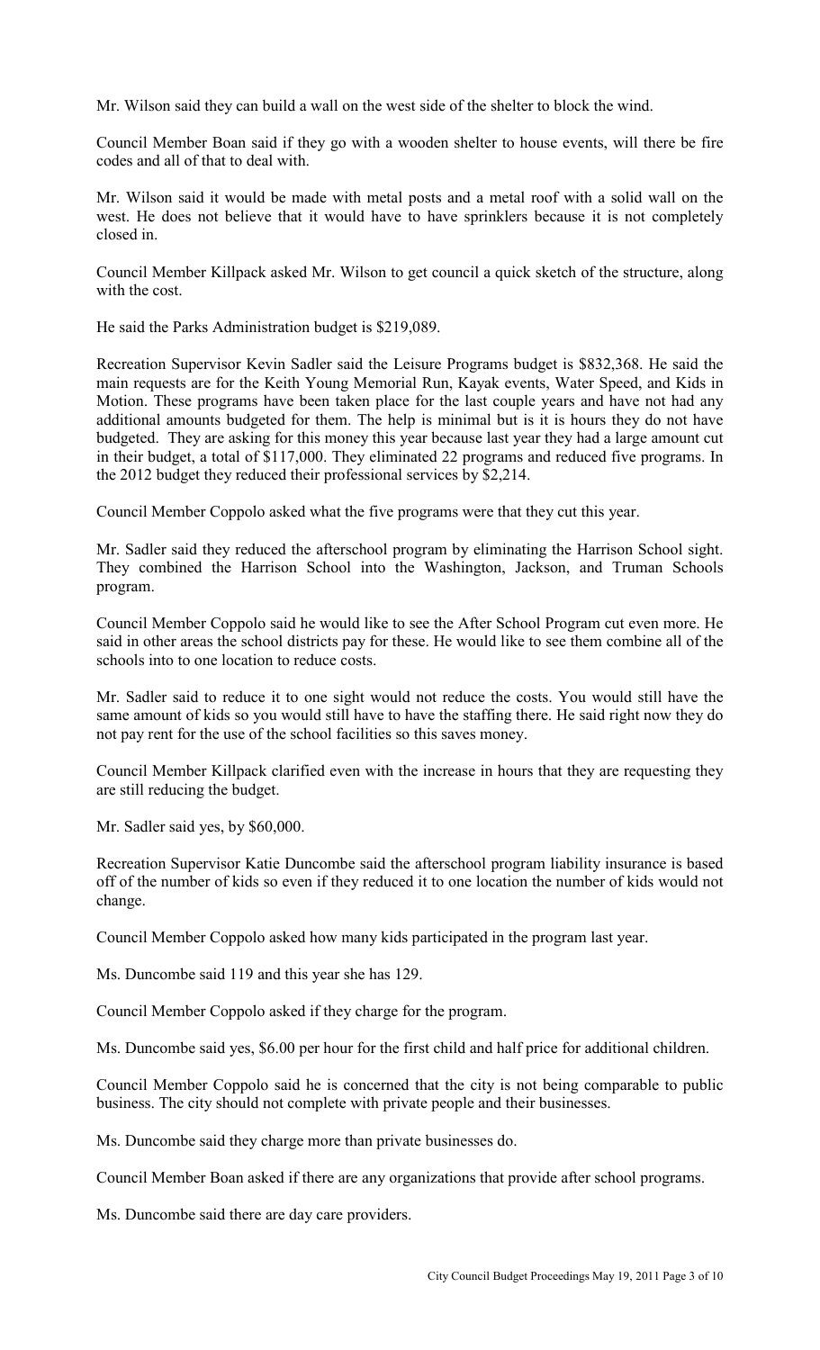Mr. Wilson said they can build a wall on the west side of the shelter to block the wind.

Council Member Boan said if they go with a wooden shelter to house events, will there be fire codes and all of that to deal with.

Mr. Wilson said it would be made with metal posts and a metal roof with a solid wall on the west. He does not believe that it would have to have sprinklers because it is not completely closed in.

Council Member Killpack asked Mr. Wilson to get council a quick sketch of the structure, along with the cost.

He said the Parks Administration budget is $219,089.

Recreation Supervisor Kevin Sadler said the Leisure Programs budget is $832,368. He said the main requests are for the Keith Young Memorial Run, Kayak events, Water Speed, and Kids in Motion. These programs have been taken place for the last couple years and have not had any additional amounts budgeted for them. The help is minimal but is it is hours they do not have budgeted. They are asking for this money this year because last year they had a large amount cut in their budget, a total of $117,000. They eliminated 22 programs and reduced five programs. In the 2012 budget they reduced their professional services by $2,214.

Council Member Coppolo asked what the five programs were that they cut this year.

Mr. Sadler said they reduced the afterschool program by eliminating the Harrison School sight. They combined the Harrison School into the Washington, Jackson, and Truman Schools program.

Council Member Coppolo said he would like to see the After School Program cut even more. He said in other areas the school districts pay for these. He would like to see them combine all of the schools into to one location to reduce costs.

Mr. Sadler said to reduce it to one sight would not reduce the costs. You would still have the same amount of kids so you would still have to have the staffing there. He said right now they do not pay rent for the use of the school facilities so this saves money.

Council Member Killpack clarified even with the increase in hours that they are requesting they are still reducing the budget.

Mr. Sadler said yes, by $60,000.

Recreation Supervisor Katie Duncombe said the afterschool program liability insurance is based off of the number of kids so even if they reduced it to one location the number of kids would not change.

Council Member Coppolo asked how many kids participated in the program last year.

Ms. Duncombe said 119 and this year she has 129.

Council Member Coppolo asked if they charge for the program.

Ms. Duncombe said yes, $6.00 per hour for the first child and half price for additional children.

Council Member Coppolo said he is concerned that the city is not being comparable to public business. The city should not complete with private people and their businesses.

Ms. Duncombe said they charge more than private businesses do.

Council Member Boan asked if there are any organizations that provide after school programs.

Ms. Duncombe said there are day care providers.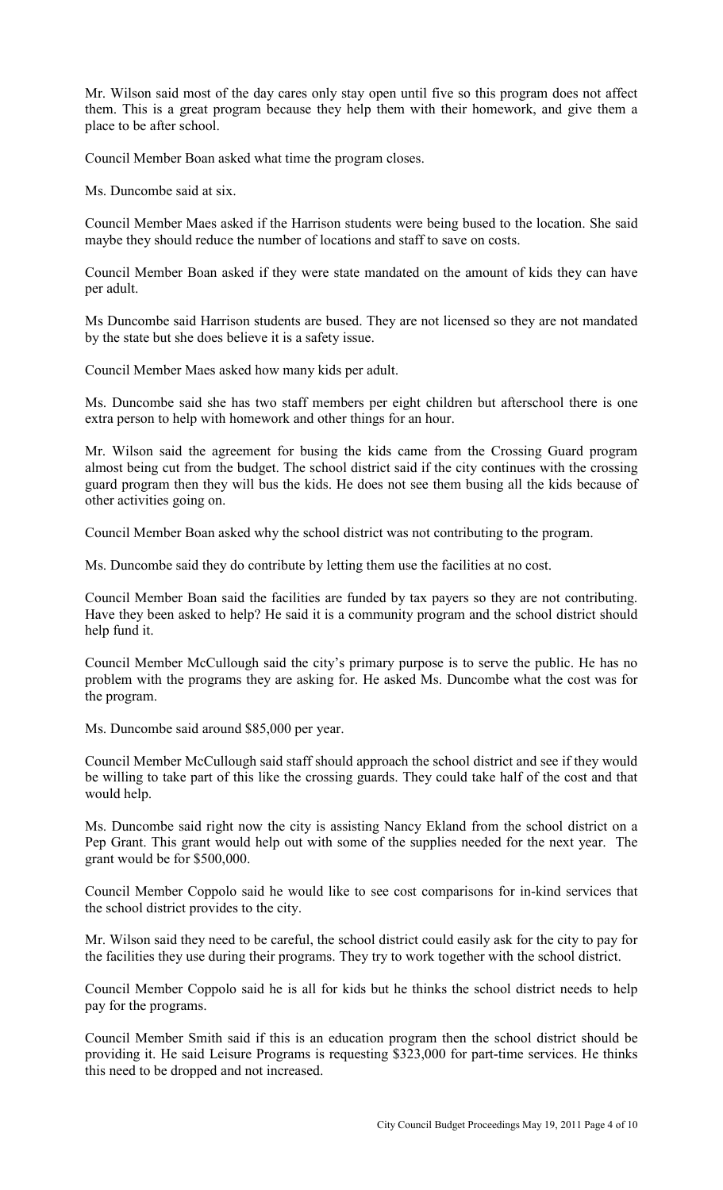Mr. Wilson said most of the day cares only stay open until five so this program does not affect them. This is a great program because they help them with their homework, and give them a place to be after school.

Council Member Boan asked what time the program closes.

Ms. Duncombe said at six.

Council Member Maes asked if the Harrison students were being bused to the location. She said maybe they should reduce the number of locations and staff to save on costs.

Council Member Boan asked if they were state mandated on the amount of kids they can have per adult.

Ms Duncombe said Harrison students are bused. They are not licensed so they are not mandated by the state but she does believe it is a safety issue.

Council Member Maes asked how many kids per adult.

Ms. Duncombe said she has two staff members per eight children but afterschool there is one extra person to help with homework and other things for an hour.

Mr. Wilson said the agreement for busing the kids came from the Crossing Guard program almost being cut from the budget. The school district said if the city continues with the crossing guard program then they will bus the kids. He does not see them busing all the kids because of other activities going on.

Council Member Boan asked why the school district was not contributing to the program.

Ms. Duncombe said they do contribute by letting them use the facilities at no cost.

Council Member Boan said the facilities are funded by tax payers so they are not contributing. Have they been asked to help? He said it is a community program and the school district should help fund it.

Council Member McCullough said the city's primary purpose is to serve the public. He has no problem with the programs they are asking for. He asked Ms. Duncombe what the cost was for the program.

Ms. Duncombe said around $85,000 per year.

Council Member McCullough said staff should approach the school district and see if they would be willing to take part of this like the crossing guards. They could take half of the cost and that would help.

Ms. Duncombe said right now the city is assisting Nancy Ekland from the school district on a Pep Grant. This grant would help out with some of the supplies needed for the next year. The grant would be for $500,000.

Council Member Coppolo said he would like to see cost comparisons for in-kind services that the school district provides to the city.

Mr. Wilson said they need to be careful, the school district could easily ask for the city to pay for the facilities they use during their programs. They try to work together with the school district.

Council Member Coppolo said he is all for kids but he thinks the school district needs to help pay for the programs.

Council Member Smith said if this is an education program then the school district should be providing it. He said Leisure Programs is requesting $323,000 for part-time services. He thinks this need to be dropped and not increased.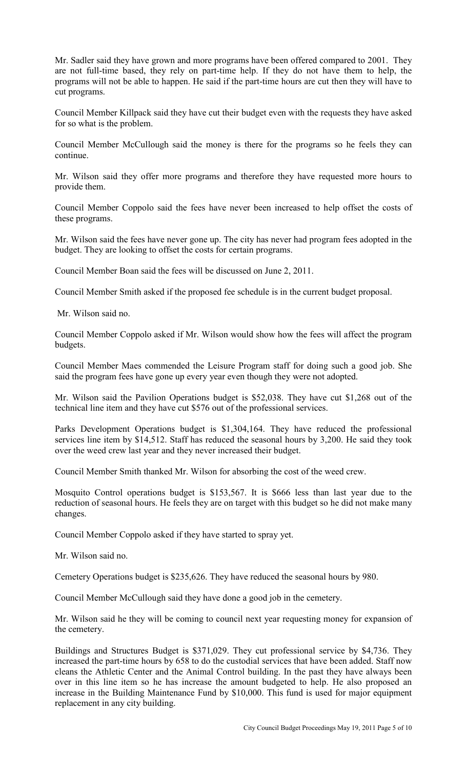Mr. Sadler said they have grown and more programs have been offered compared to 2001. They are not full-time based, they rely on part-time help. If they do not have them to help, the programs will not be able to happen. He said if the part-time hours are cut then they will have to cut programs.

Council Member Killpack said they have cut their budget even with the requests they have asked for so what is the problem.

Council Member McCullough said the money is there for the programs so he feels they can continue.

Mr. Wilson said they offer more programs and therefore they have requested more hours to provide them.

Council Member Coppolo said the fees have never been increased to help offset the costs of these programs.

Mr. Wilson said the fees have never gone up. The city has never had program fees adopted in the budget. They are looking to offset the costs for certain programs.

Council Member Boan said the fees will be discussed on June 2, 2011.

Council Member Smith asked if the proposed fee schedule is in the current budget proposal.

Mr. Wilson said no.

Council Member Coppolo asked if Mr. Wilson would show how the fees will affect the program budgets.

Council Member Maes commended the Leisure Program staff for doing such a good job. She said the program fees have gone up every year even though they were not adopted.

Mr. Wilson said the Pavilion Operations budget is $52,038. They have cut $1,268 out of the technical line item and they have cut $576 out of the professional services.

Parks Development Operations budget is $1,304,164. They have reduced the professional services line item by $14,512. Staff has reduced the seasonal hours by 3,200. He said they took over the weed crew last year and they never increased their budget.

Council Member Smith thanked Mr. Wilson for absorbing the cost of the weed crew.

Mosquito Control operations budget is $153,567. It is $666 less than last year due to the reduction of seasonal hours. He feels they are on target with this budget so he did not make many changes.

Council Member Coppolo asked if they have started to spray yet.

Mr. Wilson said no.

Cemetery Operations budget is $235,626. They have reduced the seasonal hours by 980.

Council Member McCullough said they have done a good job in the cemetery.

Mr. Wilson said he they will be coming to council next year requesting money for expansion of the cemetery.

Buildings and Structures Budget is $371,029. They cut professional service by $4,736. They increased the part-time hours by 658 to do the custodial services that have been added. Staff now cleans the Athletic Center and the Animal Control building. In the past they have always been over in this line item so he has increase the amount budgeted to help. He also proposed an increase in the Building Maintenance Fund by $10,000. This fund is used for major equipment replacement in any city building.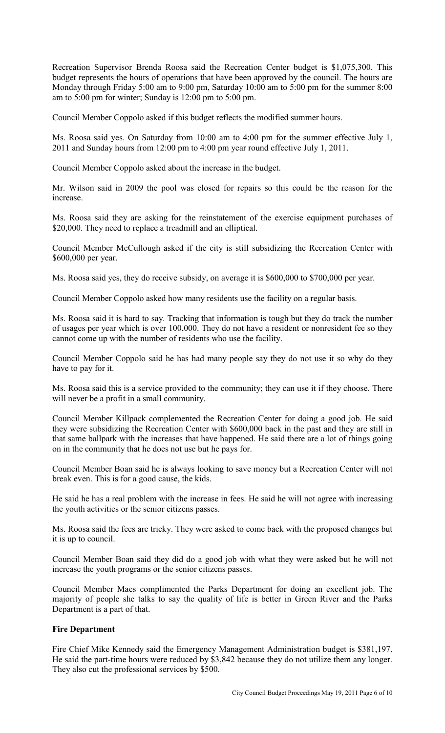Recreation Supervisor Brenda Roosa said the Recreation Center budget is $1,075,300. This budget represents the hours of operations that have been approved by the council. The hours are Monday through Friday 5:00 am to 9:00 pm, Saturday 10:00 am to 5:00 pm for the summer 8:00 am to 5:00 pm for winter; Sunday is 12:00 pm to 5:00 pm.

Council Member Coppolo asked if this budget reflects the modified summer hours.

Ms. Roosa said yes. On Saturday from 10:00 am to 4:00 pm for the summer effective July 1, 2011 and Sunday hours from 12:00 pm to 4:00 pm year round effective July 1, 2011.

Council Member Coppolo asked about the increase in the budget.

Mr. Wilson said in 2009 the pool was closed for repairs so this could be the reason for the increase.

Ms. Roosa said they are asking for the reinstatement of the exercise equipment purchases of $20,000. They need to replace a treadmill and an elliptical.

Council Member McCullough asked if the city is still subsidizing the Recreation Center with $600,000 per year.

Ms. Roosa said yes, they do receive subsidy, on average it is $600,000 to $700,000 per year.

Council Member Coppolo asked how many residents use the facility on a regular basis.

Ms. Roosa said it is hard to say. Tracking that information is tough but they do track the number of usages per year which is over 100,000. They do not have a resident or nonresident fee so they cannot come up with the number of residents who use the facility.

Council Member Coppolo said he has had many people say they do not use it so why do they have to pay for it.

Ms. Roosa said this is a service provided to the community; they can use it if they choose. There will never be a profit in a small community.

Council Member Killpack complemented the Recreation Center for doing a good job. He said they were subsidizing the Recreation Center with $600,000 back in the past and they are still in that same ballpark with the increases that have happened. He said there are a lot of things going on in the community that he does not use but he pays for.

Council Member Boan said he is always looking to save money but a Recreation Center will not break even. This is for a good cause, the kids.

He said he has a real problem with the increase in fees. He said he will not agree with increasing the youth activities or the senior citizens passes.

Ms. Roosa said the fees are tricky. They were asked to come back with the proposed changes but it is up to council.

Council Member Boan said they did do a good job with what they were asked but he will not increase the youth programs or the senior citizens passes.

Council Member Maes complimented the Parks Department for doing an excellent job. The majority of people she talks to say the quality of life is better in Green River and the Parks Department is a part of that.

**Fire Department**

Fire Chief Mike Kennedy said the Emergency Management Administration budget is $381,197. He said the part-time hours were reduced by $3,842 because they do not utilize them any longer. They also cut the professional services by $500.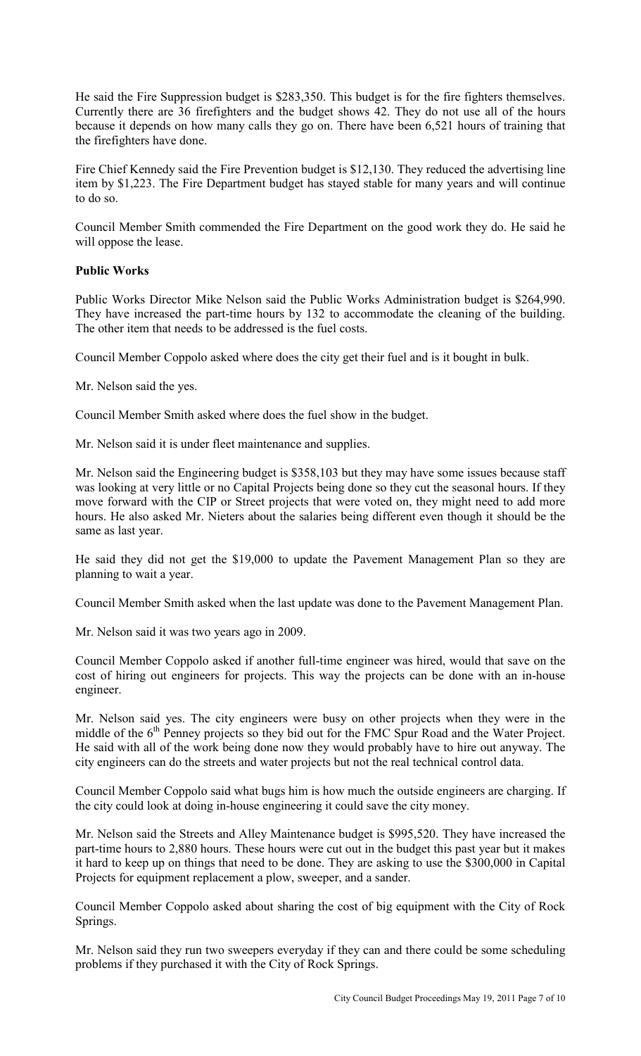He said the Fire Suppression budget is $283,350. This budget is for the fire fighters themselves. Currently there are 36 firefighters and the budget shows 42. They do not use all of the hours because it depends on how many calls they go on. There have been 6,521 hours of training that the firefighters have done.

Fire Chief Kennedy said the Fire Prevention budget is $12,130. They reduced the advertising line item by $1,223. The Fire Department budget has stayed stable for many years and will continue to do so.

Council Member Smith commended the Fire Department on the good work they do. He said he will oppose the lease.

**Public Works**

Public Works Director Mike Nelson said the Public Works Administration budget is $264,990. They have increased the part-time hours by 132 to accommodate the cleaning of the building. The other item that needs to be addressed is the fuel costs.

Council Member Coppolo asked where does the city get their fuel and is it bought in bulk.

Mr. Nelson said the yes.

Council Member Smith asked where does the fuel show in the budget.

Mr. Nelson said it is under fleet maintenance and supplies.

Mr. Nelson said the Engineering budget is $358,103 but they may have some issues because staff was looking at very little or no Capital Projects being done so they cut the seasonal hours. If they move forward with the CIP or Street projects that were voted on, they might need to add more hours. He also asked Mr. Nieters about the salaries being different even though it should be the same as last year.

He said they did not get the $19,000 to update the Pavement Management Plan so they are planning to wait a year.

Council Member Smith asked when the last update was done to the Pavement Management Plan.

Mr. Nelson said it was two years ago in 2009.

Council Member Coppolo asked if another full-time engineer was hired, would that save on the cost of hiring out engineers for projects. This way the projects can be done with an in-house engineer.

Mr. Nelson said yes. The city engineers were busy on other projects when they were in the middle of the 6th Penney projects so they bid out for the FMC Spur Road and the Water Project. He said with all of the work being done now they would probably have to hire out anyway. The city engineers can do the streets and water projects but not the real technical control data.

Council Member Coppolo said what bugs him is how much the outside engineers are charging. If the city could look at doing in-house engineering it could save the city money.

Mr. Nelson said the Streets and Alley Maintenance budget is $995,520. They have increased the part-time hours to 2,880 hours. These hours were cut out in the budget this past year but it makes it hard to keep up on things that need to be done. They are asking to use the $300,000 in Capital Projects for equipment replacement a plow, sweeper, and a sander.

Council Member Coppolo asked about sharing the cost of big equipment with the City of Rock Springs.

Mr. Nelson said they run two sweepers everyday if they can and there could be some scheduling problems if they purchased it with the City of Rock Springs.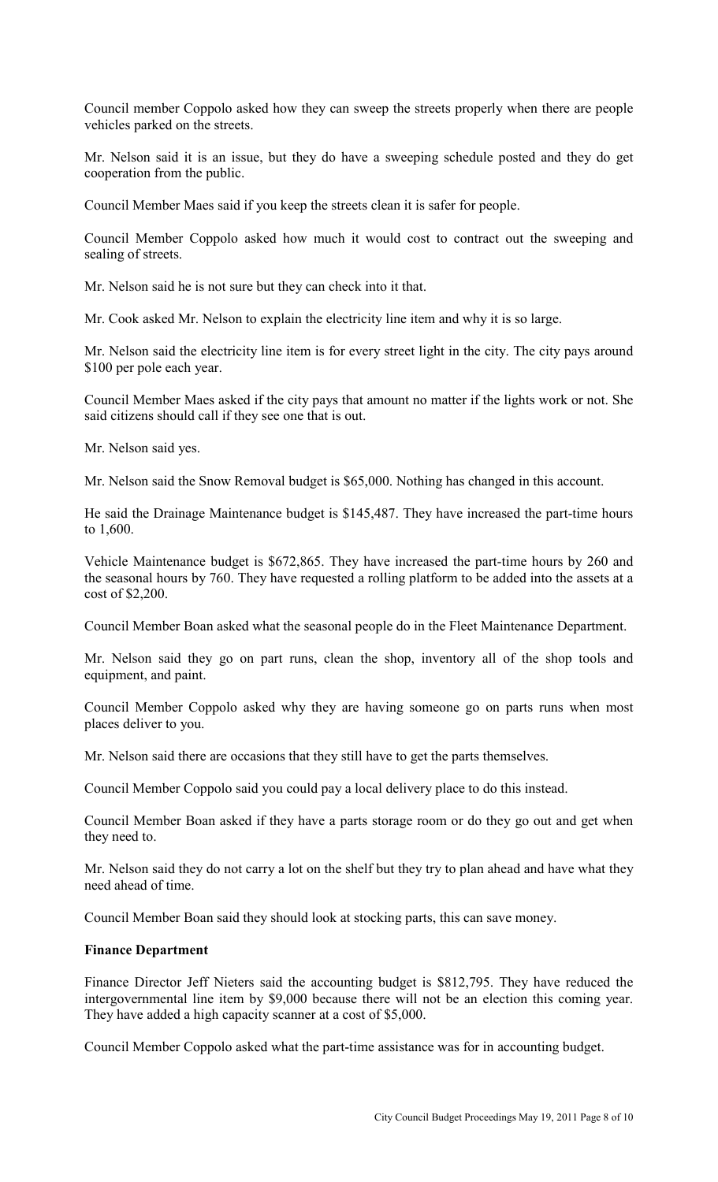Council member Coppolo asked how they can sweep the streets properly when there are people vehicles parked on the streets.

Mr. Nelson said it is an issue, but they do have a sweeping schedule posted and they do get cooperation from the public.

Council Member Maes said if you keep the streets clean it is safer for people.

Council Member Coppolo asked how much it would cost to contract out the sweeping and sealing of streets.

Mr. Nelson said he is not sure but they can check into it that.

Mr. Cook asked Mr. Nelson to explain the electricity line item and why it is so large.

Mr. Nelson said the electricity line item is for every street light in the city. The city pays around $100 per pole each year.

Council Member Maes asked if the city pays that amount no matter if the lights work or not. She said citizens should call if they see one that is out.

Mr. Nelson said yes.

Mr. Nelson said the Snow Removal budget is $65,000. Nothing has changed in this account.

He said the Drainage Maintenance budget is $145,487. They have increased the part-time hours to 1,600.

Vehicle Maintenance budget is $672,865. They have increased the part-time hours by 260 and the seasonal hours by 760. They have requested a rolling platform to be added into the assets at a cost of $2,200.

Council Member Boan asked what the seasonal people do in the Fleet Maintenance Department.

Mr. Nelson said they go on part runs, clean the shop, inventory all of the shop tools and equipment, and paint.

Council Member Coppolo asked why they are having someone go on parts runs when most places deliver to you.

Mr. Nelson said there are occasions that they still have to get the parts themselves.

Council Member Coppolo said you could pay a local delivery place to do this instead.

Council Member Boan asked if they have a parts storage room or do they go out and get when they need to.

Mr. Nelson said they do not carry a lot on the shelf but they try to plan ahead and have what they need ahead of time.

Council Member Boan said they should look at stocking parts, this can save money.

**Finance Department**

Finance Director Jeff Nieters said the accounting budget is $812,795. They have reduced the intergovernmental line item by $9,000 because there will not be an election this coming year. They have added a high capacity scanner at a cost of $5,000.

Council Member Coppolo asked what the part-time assistance was for in accounting budget.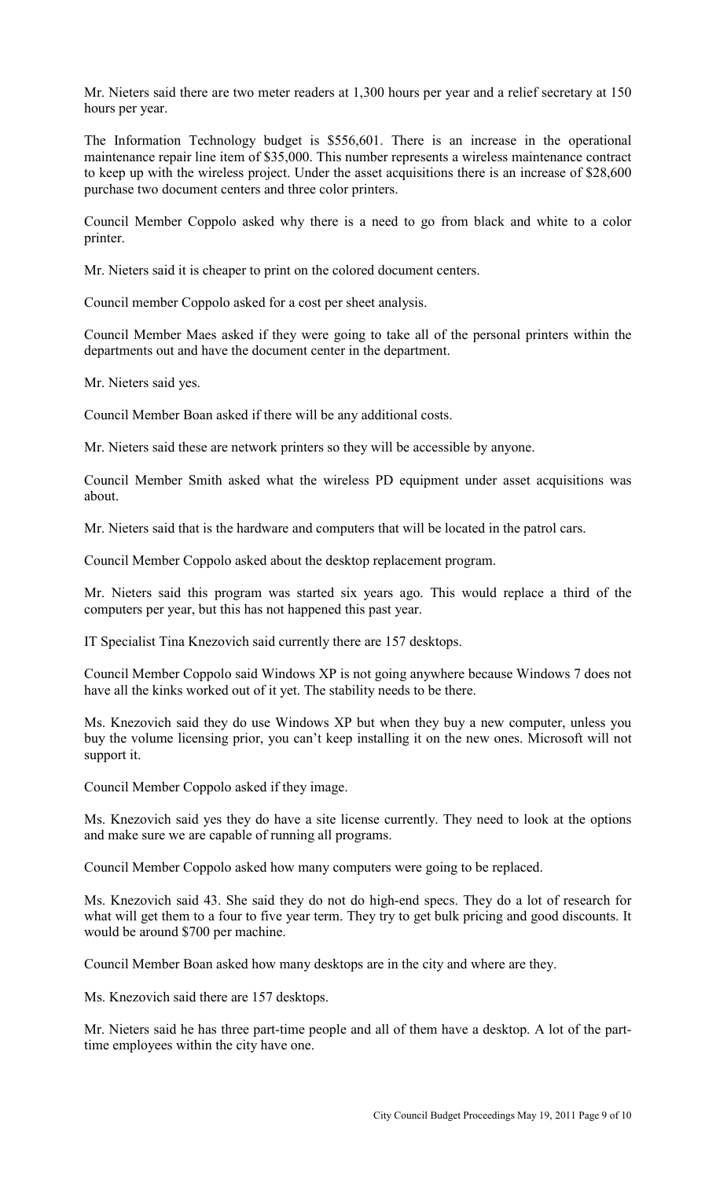Mr. Nieters said there are two meter readers at 1,300 hours per year and a relief secretary at 150 hours per year.

The Information Technology budget is $556,601. There is an increase in the operational maintenance repair line item of $35,000. This number represents a wireless maintenance contract to keep up with the wireless project. Under the asset acquisitions there is an increase of $28,600 purchase two document centers and three color printers.

Council Member Coppolo asked why there is a need to go from black and white to a color printer.

Mr. Nieters said it is cheaper to print on the colored document centers.

Council member Coppolo asked for a cost per sheet analysis.

Council Member Maes asked if they were going to take all of the personal printers within the departments out and have the document center in the department.

Mr. Nieters said yes.

Council Member Boan asked if there will be any additional costs.

Mr. Nieters said these are network printers so they will be accessible by anyone.

Council Member Smith asked what the wireless PD equipment under asset acquisitions was about.

Mr. Nieters said that is the hardware and computers that will be located in the patrol cars.

Council Member Coppolo asked about the desktop replacement program.

Mr. Nieters said this program was started six years ago. This would replace a third of the computers per year, but this has not happened this past year.

IT Specialist Tina Knezovich said currently there are 157 desktops.

Council Member Coppolo said Windows XP is not going anywhere because Windows 7 does not have all the kinks worked out of it yet. The stability needs to be there.

Ms. Knezovich said they do use Windows XP but when they buy a new computer, unless you buy the volume licensing prior, you can't keep installing it on the new ones. Microsoft will not support it.

Council Member Coppolo asked if they image.

Ms. Knezovich said yes they do have a site license currently. They need to look at the options and make sure we are capable of running all programs.

Council Member Coppolo asked how many computers were going to be replaced.

Ms. Knezovich said 43. She said they do not do high-end specs. They do a lot of research for what will get them to a four to five year term. They try to get bulk pricing and good discounts. It would be around $700 per machine.

Council Member Boan asked how many desktops are in the city and where are they.

Ms. Knezovich said there are 157 desktops.

Mr. Nieters said he has three part-time people and all of them have a desktop. A lot of the part-time employees within the city have one.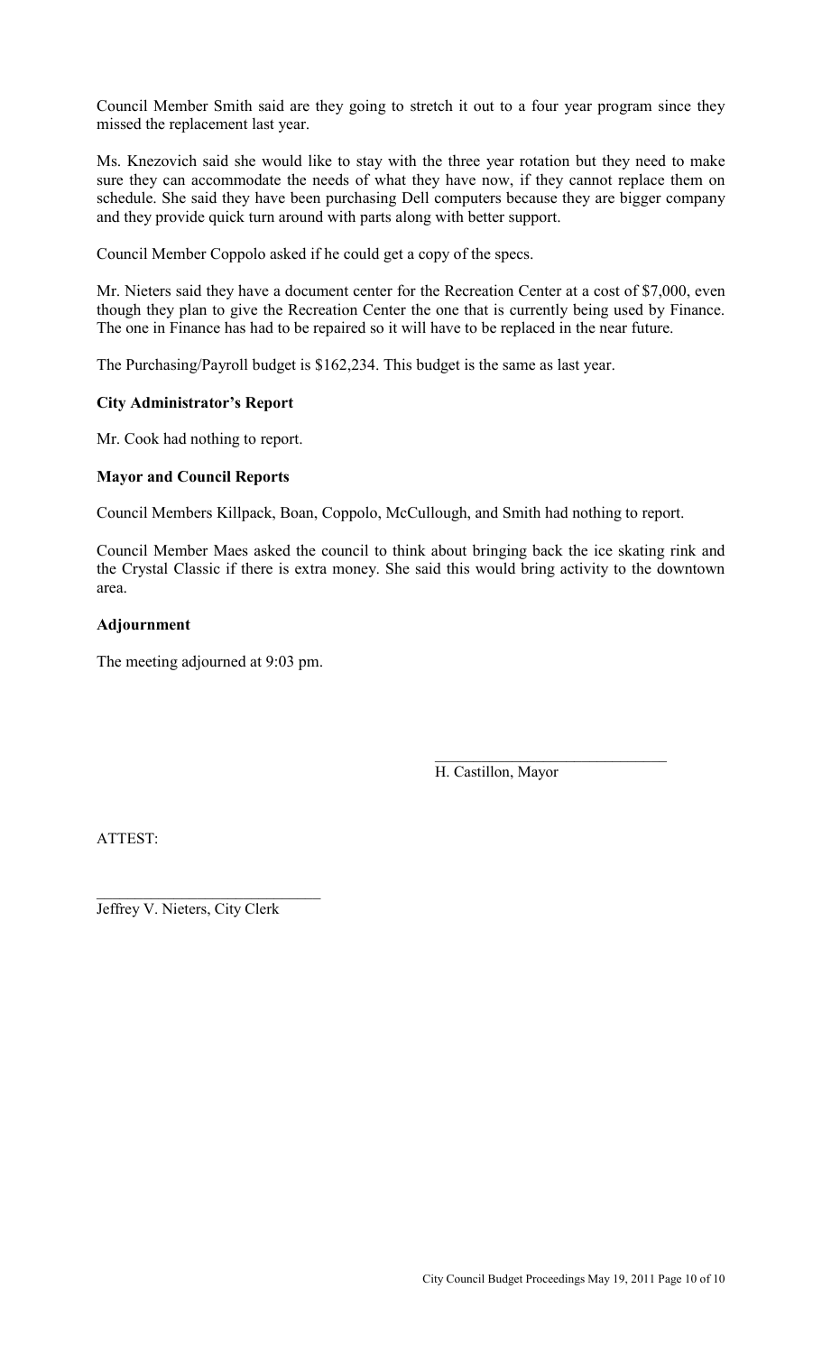Council Member Smith said are they going to stretch it out to a four year program since they missed the replacement last year.

Ms. Knezovich said she would like to stay with the three year rotation but they need to make sure they can accommodate the needs of what they have now, if they cannot replace them on schedule. She said they have been purchasing Dell computers because they are bigger company and they provide quick turn around with parts along with better support.

Council Member Coppolo asked if he could get a copy of the specs.

Mr. Nieters said they have a document center for the Recreation Center at a cost of $7,000, even though they plan to give the Recreation Center the one that is currently being used by Finance. The one in Finance has had to be repaired so it will have to be replaced in the near future.

The Purchasing/Payroll budget is $162,234. This budget is the same as last year.

**City Administrator's Report**

Mr. Cook had nothing to report.

**Mayor and Council Reports**

Council Members Killpack, Boan, Coppolo, McCullough, and Smith had nothing to report.

Council Member Maes asked the council to think about bringing back the ice skating rink and the Crystal Classic if there is extra money. She said this would bring activity to the downtown area.

**Adjournment**

The meeting adjourned at 9:03 pm.

______________________________
H. Castillon, Mayor

ATTEST:

______________________________
Jeffrey V. Nieters, City Clerk